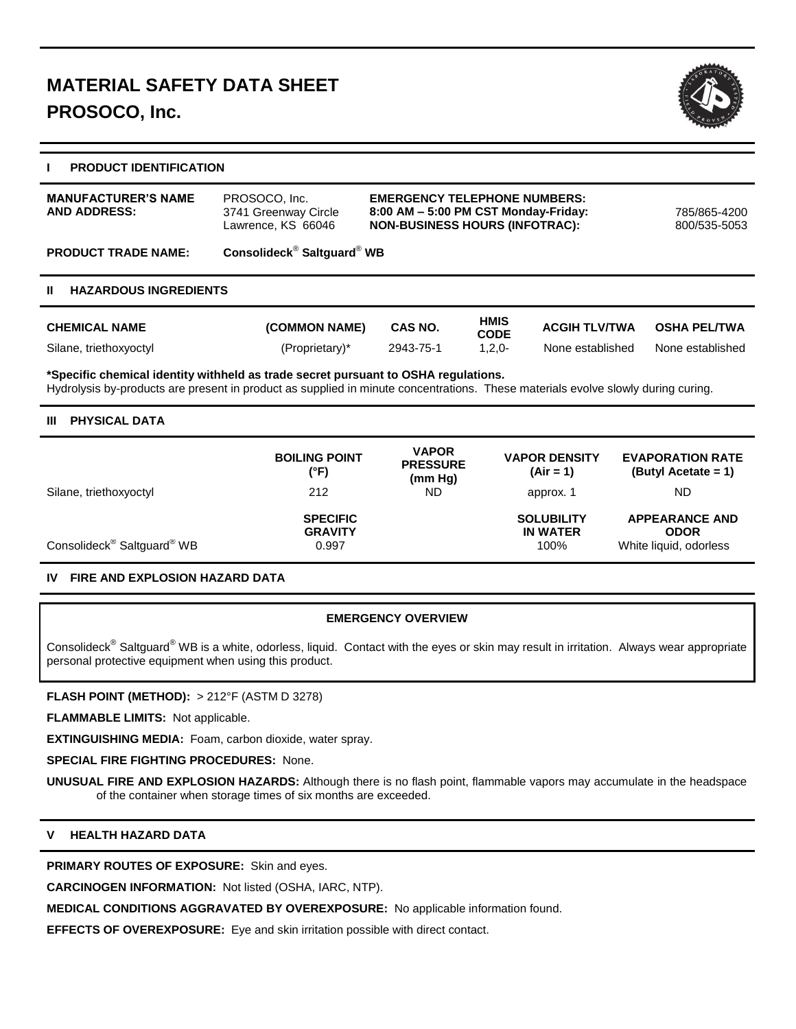# MATERIAL SAFETY DATA SHEET
# PROSOCO, Inc.

## I PRODUCT IDENTIFICATION

**MANUFACTURER'S NAME AND ADDRESS:** PROSOCO, Inc.
3741 Greenway Circle
Lawrence, KS 66046

**EMERGENCY TELEPHONE NUMBERS:**
**8:00 AM – 5:00 PM CST Monday-Friday:** 785/865-4200
**NON-BUSINESS HOURS (INFOTRAC):** 800/535-5053

**PRODUCT TRADE NAME:** **Consolideck® Saltguard® WB**

## II HAZARDOUS INGREDIENTS

| CHEMICAL NAME | (COMMON NAME) | CAS NO. | HMIS CODE | ACGIH TLV/TWA | OSHA PEL/TWA |
|---|---|---|---|---|---|
| Silane, triethoxyoctyl | (Proprietary)* | 2943-75-1 | 1,2,0- | None established | None established |

**\*Specific chemical identity withheld as trade secret pursuant to OSHA regulations.**
Hydrolysis by-products are present in product as supplied in minute concentrations. These materials evolve slowly during curing.

## III PHYSICAL DATA

| | BOILING POINT (°F) | VAPOR PRESSURE (mm Hg) | VAPOR DENSITY (Air = 1) | EVAPORATION RATE (Butyl Acetate = 1) |
|---|---|---|---|---|
| Silane, triethoxyoctyl | 212 | ND | approx. 1 | ND |

| | SPECIFIC GRAVITY | SOLUBILITY IN WATER | APPEARANCE AND ODOR |
|---|---|---|---|
| Consolideck® Saltguard® WB | 0.997 | 100% | White liquid, odorless |

## IV FIRE AND EXPLOSION HAZARD DATA

**EMERGENCY OVERVIEW**

Consolideck® Saltguard® WB is a white, odorless, liquid. Contact with the eyes or skin may result in irritation. Always wear appropriate personal protective equipment when using this product.

**FLASH POINT (METHOD):** > 212°F (ASTM D 3278)

**FLAMMABLE LIMITS:** Not applicable.

**EXTINGUISHING MEDIA:** Foam, carbon dioxide, water spray.

**SPECIAL FIRE FIGHTING PROCEDURES:** None.

**UNUSUAL FIRE AND EXPLOSION HAZARDS:** Although there is no flash point, flammable vapors may accumulate in the headspace of the container when storage times of six months are exceeded.

## V HEALTH HAZARD DATA

**PRIMARY ROUTES OF EXPOSURE:** Skin and eyes.

**CARCINOGEN INFORMATION:** Not listed (OSHA, IARC, NTP).

**MEDICAL CONDITIONS AGGRAVATED BY OVEREXPOSURE:** No applicable information found.

**EFFECTS OF OVEREXPOSURE:** Eye and skin irritation possible with direct contact.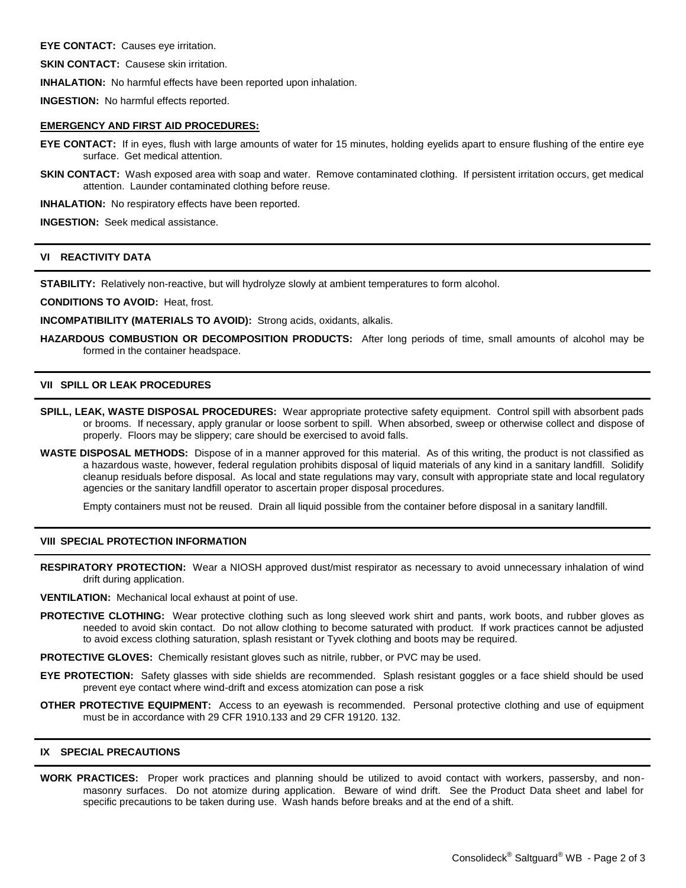**EYE CONTACT:** Causes eye irritation.

**SKIN CONTACT:** Causese skin irritation.

**INHALATION:** No harmful effects have been reported upon inhalation.

**INGESTION:** No harmful effects reported.

**EMERGENCY AND FIRST AID PROCEDURES:**

**EYE CONTACT:** If in eyes, flush with large amounts of water for 15 minutes, holding eyelids apart to ensure flushing of the entire eye surface. Get medical attention.

**SKIN CONTACT:** Wash exposed area with soap and water. Remove contaminated clothing. If persistent irritation occurs, get medical attention. Launder contaminated clothing before reuse.

**INHALATION:** No respiratory effects have been reported.

**INGESTION:** Seek medical assistance.

## VI REACTIVITY DATA

**STABILITY:** Relatively non-reactive, but will hydrolyze slowly at ambient temperatures to form alcohol.

**CONDITIONS TO AVOID:** Heat, frost.

**INCOMPATIBILITY (MATERIALS TO AVOID):** Strong acids, oxidants, alkalis.

**HAZARDOUS COMBUSTION OR DECOMPOSITION PRODUCTS:** After long periods of time, small amounts of alcohol may be formed in the container headspace.

## VII SPILL OR LEAK PROCEDURES

**SPILL, LEAK, WASTE DISPOSAL PROCEDURES:** Wear appropriate protective safety equipment. Control spill with absorbent pads or brooms. If necessary, apply granular or loose sorbent to spill. When absorbed, sweep or otherwise collect and dispose of properly. Floors may be slippery; care should be exercised to avoid falls.

**WASTE DISPOSAL METHODS:** Dispose of in a manner approved for this material. As of this writing, the product is not classified as a hazardous waste, however, federal regulation prohibits disposal of liquid materials of any kind in a sanitary landfill. Solidify cleanup residuals before disposal. As local and state regulations may vary, consult with appropriate state and local regulatory agencies or the sanitary landfill operator to ascertain proper disposal procedures.

Empty containers must not be reused. Drain all liquid possible from the container before disposal in a sanitary landfill.

## VIII SPECIAL PROTECTION INFORMATION

**RESPIRATORY PROTECTION:** Wear a NIOSH approved dust/mist respirator as necessary to avoid unnecessary inhalation of wind drift during application.

**VENTILATION:** Mechanical local exhaust at point of use.

**PROTECTIVE CLOTHING:** Wear protective clothing such as long sleeved work shirt and pants, work boots, and rubber gloves as needed to avoid skin contact. Do not allow clothing to become saturated with product. If work practices cannot be adjusted to avoid excess clothing saturation, splash resistant or Tyvek clothing and boots may be required.

**PROTECTIVE GLOVES:** Chemically resistant gloves such as nitrile, rubber, or PVC may be used.

**EYE PROTECTION:** Safety glasses with side shields are recommended. Splash resistant goggles or a face shield should be used prevent eye contact where wind-drift and excess atomization can pose a risk

**OTHER PROTECTIVE EQUIPMENT:** Access to an eyewash is recommended. Personal protective clothing and use of equipment must be in accordance with 29 CFR 1910.133 and 29 CFR 19120. 132.

## IX SPECIAL PRECAUTIONS

**WORK PRACTICES:** Proper work practices and planning should be utilized to avoid contact with workers, passersby, and non-masonry surfaces. Do not atomize during application. Beware of wind drift. See the Product Data sheet and label for specific precautions to be taken during use. Wash hands before breaks and at the end of a shift.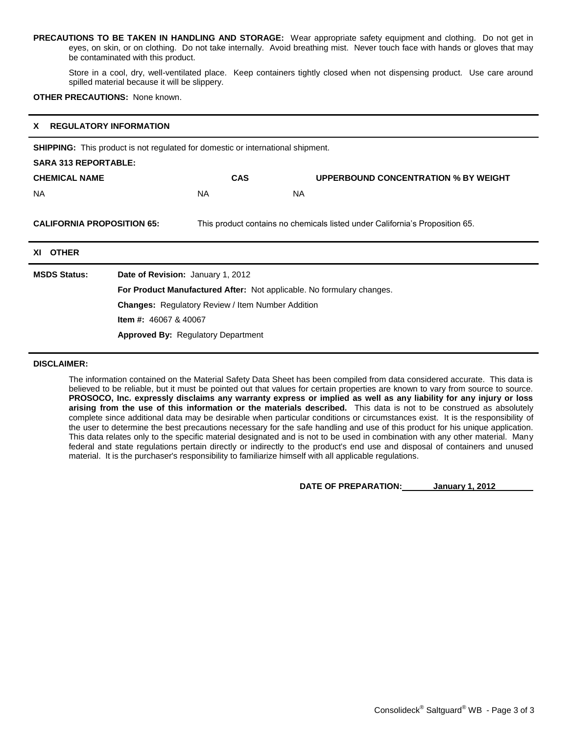**PRECAUTIONS TO BE TAKEN IN HANDLING AND STORAGE:** Wear appropriate safety equipment and clothing. Do not get in eyes, on skin, or on clothing. Do not take internally. Avoid breathing mist. Never touch face with hands or gloves that may be contaminated with this product.

Store in a cool, dry, well-ventilated place. Keep containers tightly closed when not dispensing product. Use care around spilled material because it will be slippery.

**OTHER PRECAUTIONS:** None known.

## X REGULATORY INFORMATION

**SHIPPING:** This product is not regulated for domestic or international shipment.

**SARA 313 REPORTABLE:**

| CHEMICAL NAME | CAS | UPPERBOUND CONCENTRATION % BY WEIGHT |
|---|---|---|
| NA | NA | NA |

**CALIFORNIA PROPOSITION 65:** This product contains no chemicals listed under California's Proposition 65.

## XI OTHER

**MSDS Status:**

**Date of Revision:** January 1, 2012

**For Product Manufactured After:** Not applicable. No formulary changes.

**Changes:** Regulatory Review / Item Number Addition

**Item #:** 46067 & 40067

**Approved By:** Regulatory Department

**DISCLAIMER:**

The information contained on the Material Safety Data Sheet has been compiled from data considered accurate. This data is believed to be reliable, but it must be pointed out that values for certain properties are known to vary from source to source. **PROSOCO, Inc. expressly disclaims any warranty express or implied as well as any liability for any injury or loss arising from the use of this information or the materials described.** This data is not to be construed as absolutely complete since additional data may be desirable when particular conditions or circumstances exist. It is the responsibility of the user to determine the best precautions necessary for the safe handling and use of this product for his unique application. This data relates only to the specific material designated and is not to be used in combination with any other material. Many federal and state regulations pertain directly or indirectly to the product's end use and disposal of containers and unused material. It is the purchaser's responsibility to familiarize himself with all applicable regulations.

**DATE OF PREPARATION: January 1, 2012**